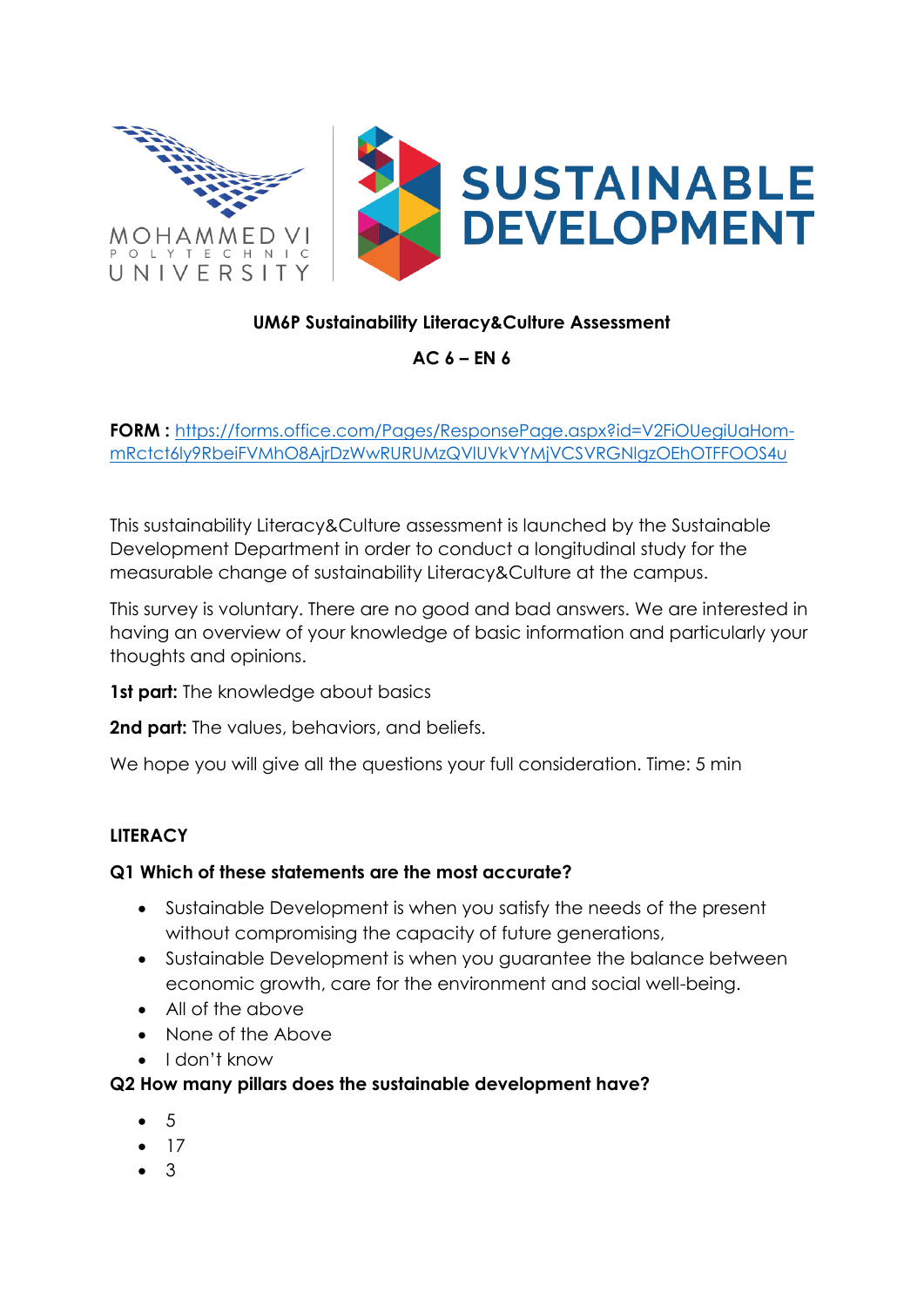MOHAMMED VI POLYTECHNIC UNIVERSITY

SUSTAINABLE DEVELOPMENT

**UM6P Sustainability Literacy&Culture Assessment**

**AC 6 – EN 6**

**FORM :** [https://forms.office.com/Pages/ResponsePage.aspx?id=V2FiOUegiUaHom-mRctct6ly9RbeiFVMhO8AjrDzWwRURUMzQVlUVkVYMjVCSVRGNlgzOEhOTFFOOS4u](https://forms.office.com/Pages/ResponsePage.aspx?id=V2FiOUegiUaHom-mRctct6ly9RbeiFVMhO8AjrDzWwRURUMzQVlUVkVYMjVCSVRGNlgzOEhOTFFOOS4u)

This sustainability Literacy&Culture assessment is launched by the Sustainable Development Department in order to conduct a longitudinal study for the measurable change of sustainability Literacy&Culture at the campus.

This survey is voluntary. There are no good and bad answers. We are interested in having an overview of your knowledge of basic information and particularly your thoughts and opinions.

**1st part:** The knowledge about basics

**2nd part:** The values, behaviors, and beliefs.

We hope you will give all the questions your full consideration. Time: 5 min

**LITERACY**

**Q1 Which of these statements are the most accurate?**

- Sustainable Development is when you satisfy the needs of the present without compromising the capacity of future generations,
- Sustainable Development is when you guarantee the balance between economic growth, care for the environment and social well-being.
- All of the above
- None of the Above
- I don't know

**Q2 How many pillars does the sustainable development have?**

- 5
- 17
- 3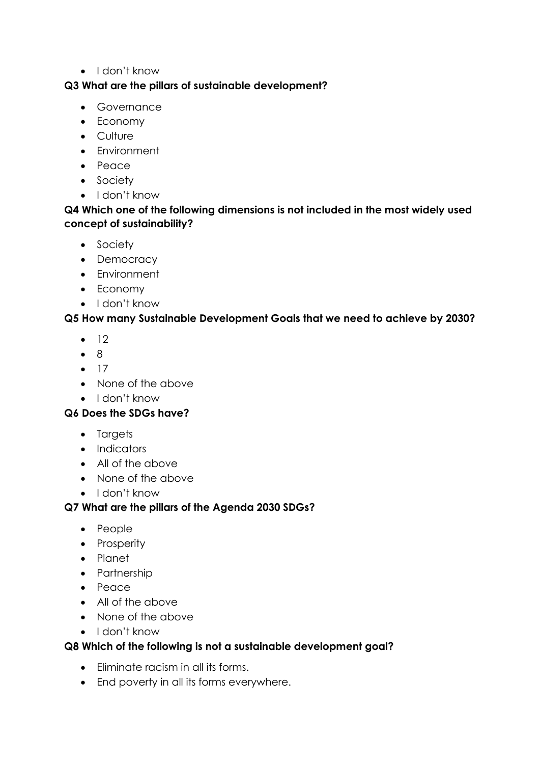- I don’t know

**Q3 What are the pillars of sustainable development?**

- Governance
- Economy
- Culture
- Environment
- Peace
- Society
- I don’t know

**Q4 Which one of the following dimensions is not included in the most widely used concept of sustainability?**

- Society
- Democracy
- Environment
- Economy
- I don’t know

**Q5 How many Sustainable Development Goals that we need to achieve by 2030?**

- 12
- 8
- 17
- None of the above
- I don’t know

**Q6 Does the SDGs have?**

- Targets
- Indicators
- All of the above
- None of the above
- I don’t know

**Q7 What are the pillars of the Agenda 2030 SDGs?**

- People
- Prosperity
- Planet
- Partnership
- Peace
- All of the above
- None of the above
- I don’t know

**Q8 Which of the following is not a sustainable development goal?**

- Eliminate racism in all its forms.
- End poverty in all its forms everywhere.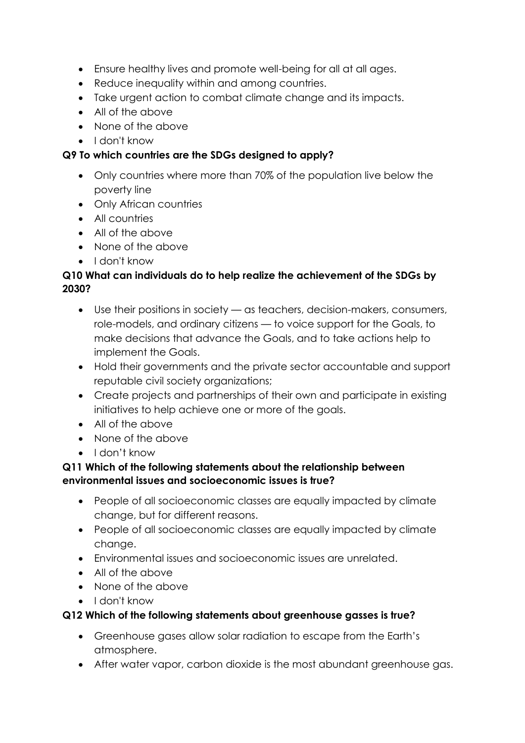- Ensure healthy lives and promote well-being for all at all ages.
- Reduce inequality within and among countries.
- Take urgent action to combat climate change and its impacts.
- All of the above
- None of the above
- I don't know

**Q9 To which countries are the SDGs designed to apply?**

- Only countries where more than 70% of the population live below the poverty line
- Only African countries
- All countries
- All of the above
- None of the above
- I don't know

**Q10 What can individuals do to help realize the achievement of the SDGs by 2030?**

- Use their positions in society — as teachers, decision-makers, consumers, role-models, and ordinary citizens — to voice support for the Goals, to make decisions that advance the Goals, and to take actions help to implement the Goals.
- Hold their governments and the private sector accountable and support reputable civil society organizations;
- Create projects and partnerships of their own and participate in existing initiatives to help achieve one or more of the goals.
- All of the above
- None of the above
- I don't know

**Q11 Which of the following statements about the relationship between environmental issues and socioeconomic issues is true?**

- People of all socioeconomic classes are equally impacted by climate change, but for different reasons.
- People of all socioeconomic classes are equally impacted by climate change.
- Environmental issues and socioeconomic issues are unrelated.
- All of the above
- None of the above
- I don't know

**Q12 Which of the following statements about greenhouse gasses is true?**

- Greenhouse gases allow solar radiation to escape from the Earth's atmosphere.
- After water vapor, carbon dioxide is the most abundant greenhouse gas.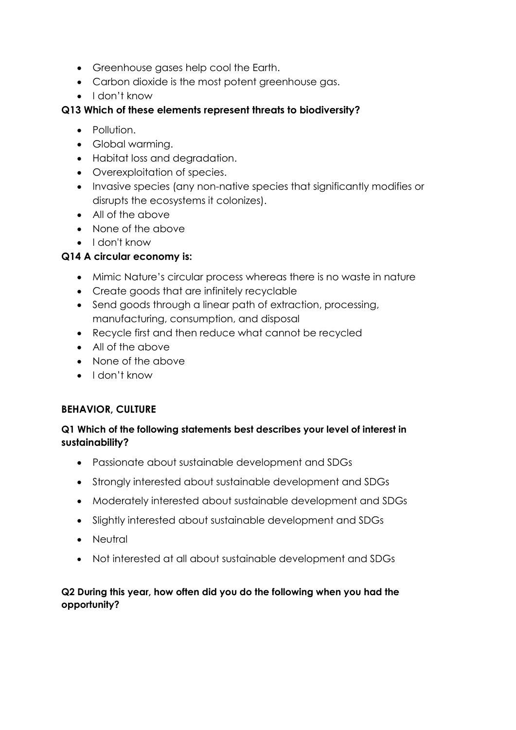- Greenhouse gases help cool the Earth.
- Carbon dioxide is the most potent greenhouse gas.
- I don't know

**Q13 Which of these elements represent threats to biodiversity?**

- Pollution.
- Global warming.
- Habitat loss and degradation.
- Overexploitation of species.
- Invasive species (any non-native species that significantly modifies or disrupts the ecosystems it colonizes).
- All of the above
- None of the above
- I don't know

**Q14 A circular economy is:**

- Mimic Nature's circular process whereas there is no waste in nature
- Create goods that are infinitely recyclable
- Send goods through a linear path of extraction, processing, manufacturing, consumption, and disposal
- Recycle first and then reduce what cannot be recycled
- All of the above
- None of the above
- I don't know

**BEHAVIOR, CULTURE**

**Q1 Which of the following statements best describes your level of interest in sustainability?**

- Passionate about sustainable development and SDGs
- Strongly interested about sustainable development and SDGs
- Moderately interested about sustainable development and SDGs
- Slightly interested about sustainable development and SDGs
- Neutral
- Not interested at all about sustainable development and SDGs

**Q2 During this year, how often did you do the following when you had the opportunity?**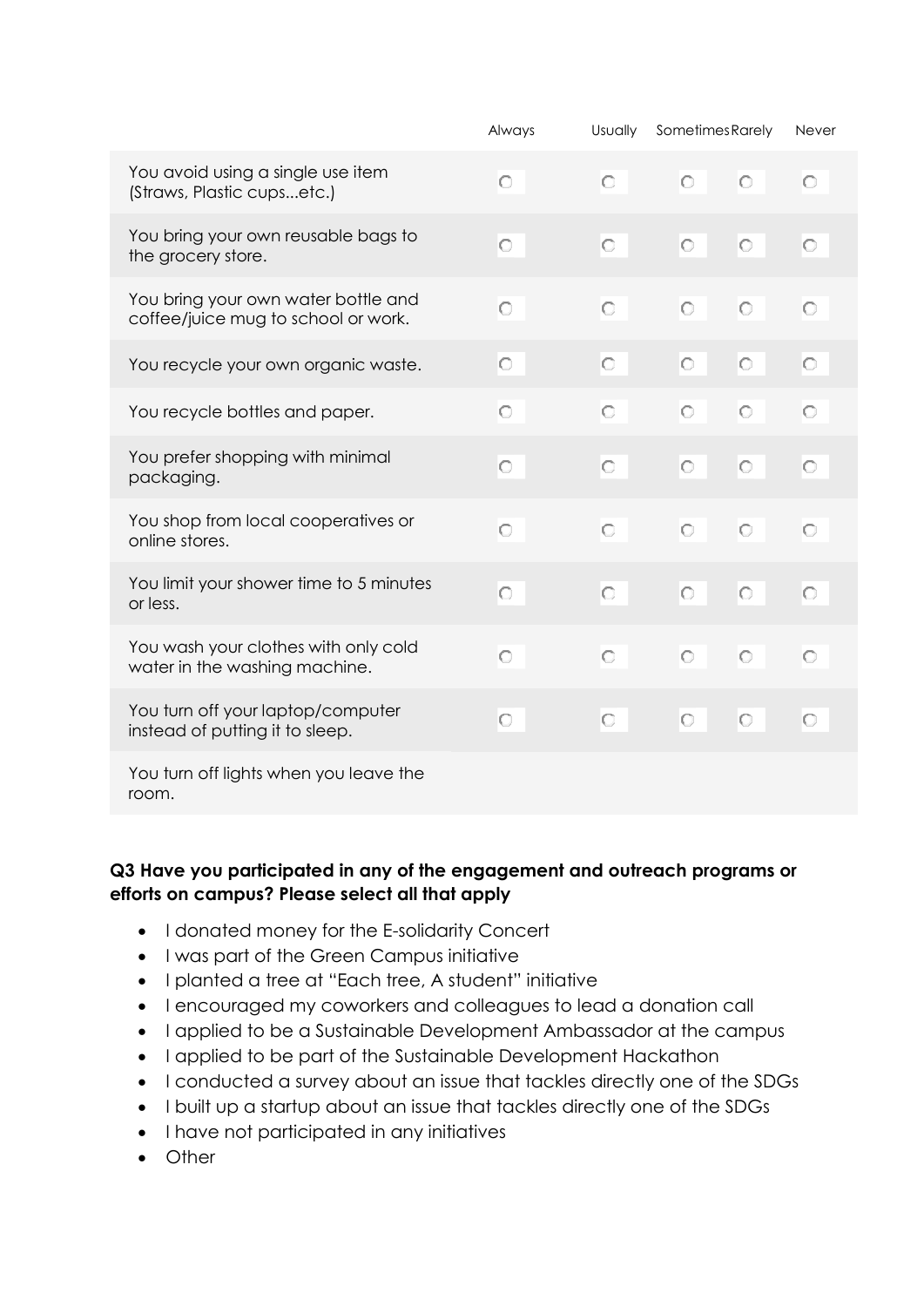| | Always | Usually | Sometimes | Rarely | Never |
|---|---|---|---|---|---|
| You avoid using a single use item (Straws, Plastic cups...etc.) | ○ | ○ | ○ | ○ | ○ |
| You bring your own reusable bags to the grocery store. | ○ | ○ | ○ | ○ | ○ |
| You bring your own water bottle and coffee/juice mug to school or work. | ○ | ○ | ○ | ○ | ○ |
| You recycle your own organic waste. | ○ | ○ | ○ | ○ | ○ |
| You recycle bottles and paper. | ○ | ○ | ○ | ○ | ○ |
| You prefer shopping with minimal packaging. | ○ | ○ | ○ | ○ | ○ |
| You shop from local cooperatives or online stores. | ○ | ○ | ○ | ○ | ○ |
| You limit your shower time to 5 minutes or less. | ○ | ○ | ○ | ○ | ○ |
| You wash your clothes with only cold water in the washing machine. | ○ | ○ | ○ | ○ | ○ |
| You turn off your laptop/computer instead of putting it to sleep. | ○ | ○ | ○ | ○ | ○ |
| You turn off lights when you leave the room. | | | | | |

**Q3 Have you participated in any of the engagement and outreach programs or efforts on campus? Please select all that apply**

- I donated money for the E-solidarity Concert
- I was part of the Green Campus initiative
- I planted a tree at "Each tree, A student" initiative
- I encouraged my coworkers and colleagues to lead a donation call
- I applied to be a Sustainable Development Ambassador at the campus
- I applied to be part of the Sustainable Development Hackathon
- I conducted a survey about an issue that tackles directly one of the SDGs
- I built up a startup about an issue that tackles directly one of the SDGs
- I have not participated in any initiatives
- Other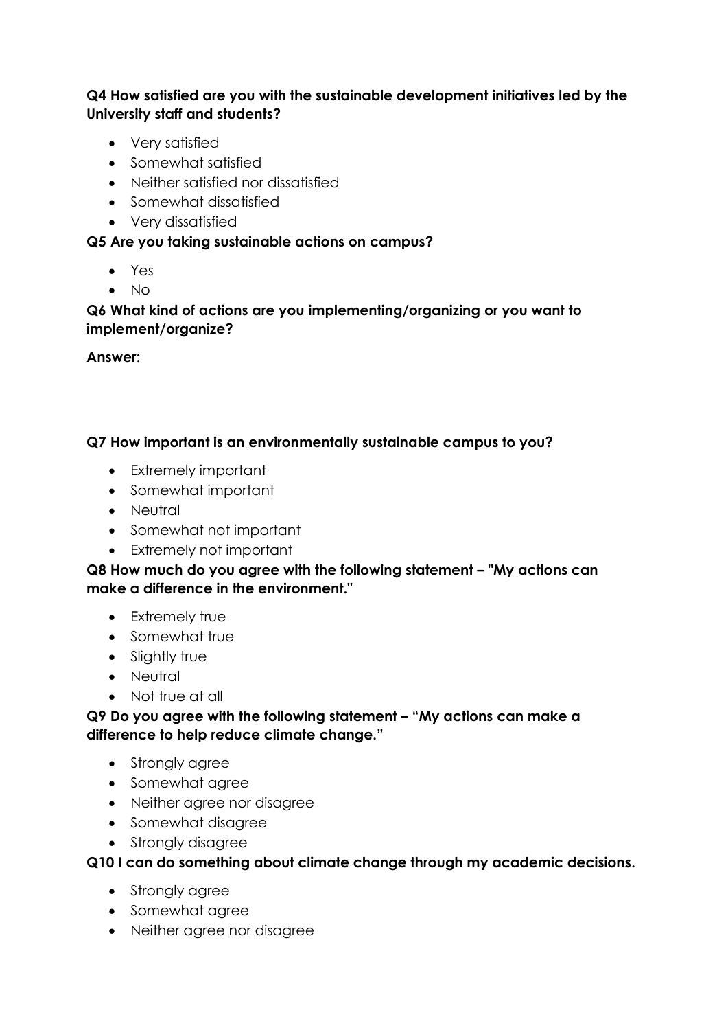**Q4 How satisfied are you with the sustainable development initiatives led by the University staff and students?**

- Very satisfied
- Somewhat satisfied
- Neither satisfied nor dissatisfied
- Somewhat dissatisfied
- Very dissatisfied

**Q5 Are you taking sustainable actions on campus?**

- Yes
- No

**Q6 What kind of actions are you implementing/organizing or you want to implement/organize?**

**Answer:**

**Q7 How important is an environmentally sustainable campus to you?**

- Extremely important
- Somewhat important
- Neutral
- Somewhat not important
- Extremely not important

**Q8 How much do you agree with the following statement – "My actions can make a difference in the environment."**

- Extremely true
- Somewhat true
- Slightly true
- Neutral
- Not true at all

**Q9 Do you agree with the following statement – "My actions can make a difference to help reduce climate change."**

- Strongly agree
- Somewhat agree
- Neither agree nor disagree
- Somewhat disagree
- Strongly disagree

**Q10 I can do something about climate change through my academic decisions.**

- Strongly agree
- Somewhat agree
- Neither agree nor disagree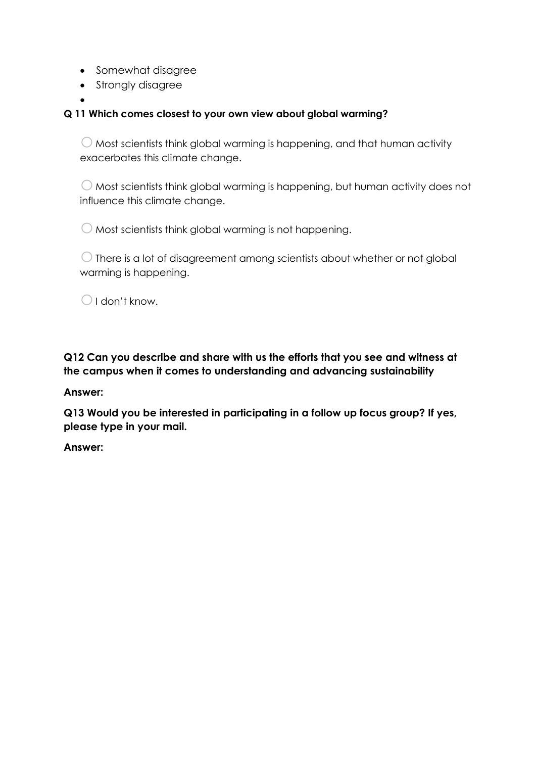- Somewhat disagree
- Strongly disagree
- 

**Q 11 Which comes closest to your own view about global warming?**

○ Most scientists think global warming is happening, and that human activity exacerbates this climate change.

○ Most scientists think global warming is happening, but human activity does not influence this climate change.

○ Most scientists think global warming is not happening.

○ There is a lot of disagreement among scientists about whether or not global warming is happening.

○ I don't know.

**Q12 Can you describe and share with us the efforts that you see and witness at the campus when it comes to understanding and advancing sustainability**

**Answer:**

**Q13 Would you be interested in participating in a follow up focus group? If yes, please type in your mail.**

**Answer:**